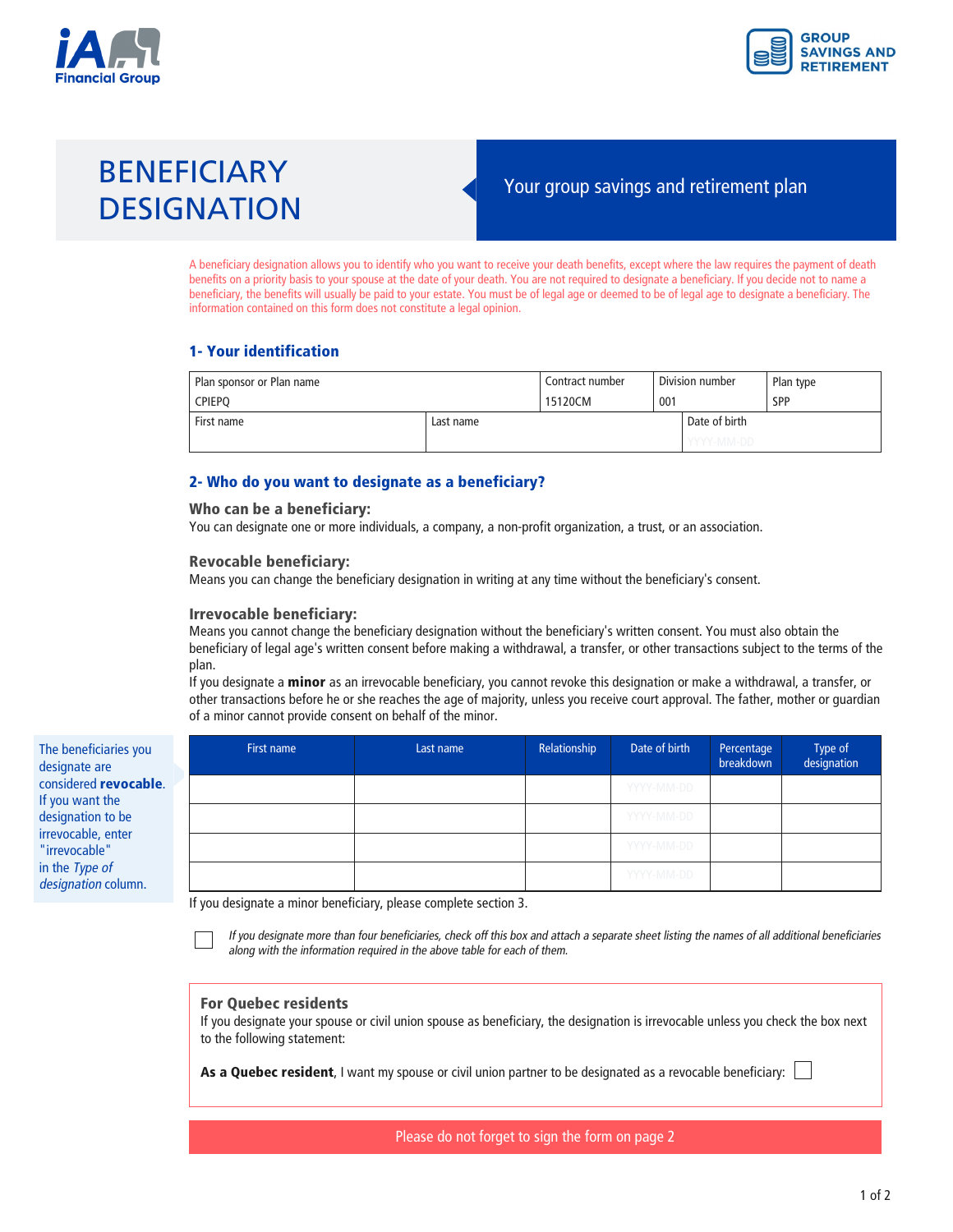iA Financial Group

GROUP SAVINGS AND RETIREMENT

# BENEFICIARY DESIGNATION

Your group savings and retirement plan

A beneficiary designation allows you to identify who you want to receive your death benefits, except where the law requires the payment of death benefits on a priority basis to your spouse at the date of your death. You are not required to designate a beneficiary. If you decide not to name a beneficiary, the benefits will usually be paid to your estate. You must be of legal age or deemed to be of legal age to designate a beneficiary. The information contained on this form does not constitute a legal opinion.

## 1- Your identification

| Plan sponsor or Plan name | Contract number | Division number | Plan type |
|---|---|---|---|
| CPIEPQ | 15120CM | 001 | SPP |

| First name | Last name | Date of birth |
|---|---|---|
| | | YYYY-MM-DD |

## 2- Who do you want to designate as a beneficiary?

### Who can be a beneficiary:

You can designate one or more individuals, a company, a non-profit organization, a trust, or an association.

### Revocable beneficiary:

Means you can change the beneficiary designation in writing at any time without the beneficiary's consent.

### Irrevocable beneficiary:

Means you cannot change the beneficiary designation without the beneficiary's written consent. You must also obtain the beneficiary of legal age's written consent before making a withdrawal, a transfer, or other transactions subject to the terms of the plan.

If you designate a **minor** as an irrevocable beneficiary, you cannot revoke this designation or make a withdrawal, a transfer, or other transactions before he or she reaches the age of majority, unless you receive court approval. The father, mother or guardian of a minor cannot provide consent on behalf of the minor.

The beneficiaries you designate are considered **revocable**. If you want the designation to be irrevocable, enter "irrevocable" in the *Type of designation* column.

| First name | Last name | Relationship | Date of birth | Percentage breakdown | Type of designation |
|---|---|---|---|---|---|
| | | | YYYY-MM-DD | | |
| | | | YYYY-MM-DD | | |
| | | | YYYY-MM-DD | | |
| | | | YYYY-MM-DD | | |

If you designate a minor beneficiary, please complete section 3.

☐ *If you designate more than four beneficiaries, check off this box and attach a separate sheet listing the names of all additional beneficiaries along with the information required in the above table for each of them.*

### For Quebec residents

If you designate your spouse or civil union spouse as beneficiary, the designation is irrevocable unless you check the box next to the following statement:

**As a Quebec resident**, I want my spouse or civil union partner to be designated as a revocable beneficiary: ☐

Please do not forget to sign the form on page 2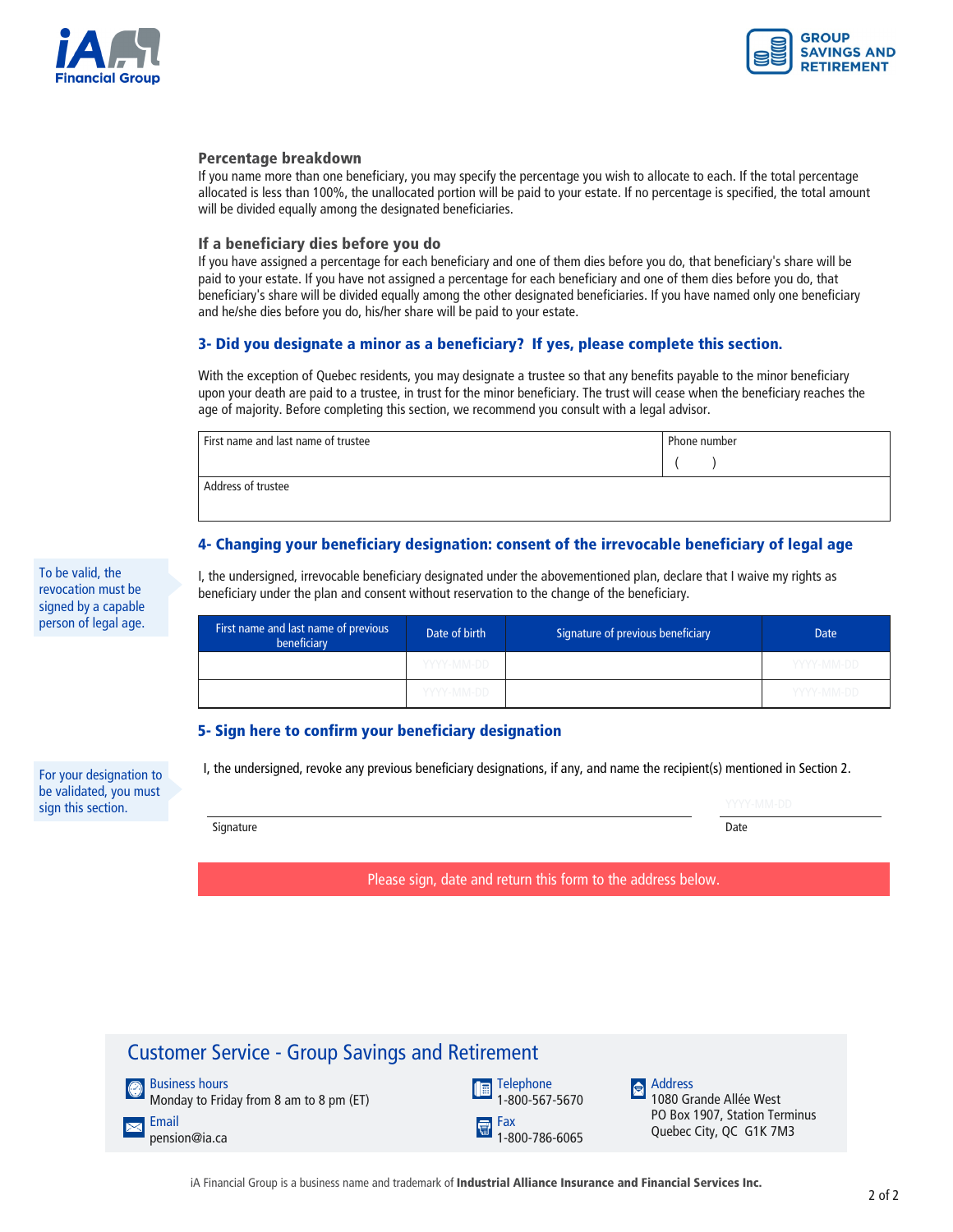### Percentage breakdown

If you name more than one beneficiary, you may specify the percentage you wish to allocate to each. If the total percentage allocated is less than 100%, the unallocated portion will be paid to your estate. If no percentage is specified, the total amount will be divided equally among the designated beneficiaries.

### If a beneficiary dies before you do

If you have assigned a percentage for each beneficiary and one of them dies before you do, that beneficiary's share will be paid to your estate. If you have not assigned a percentage for each beneficiary and one of them dies before you do, that beneficiary's share will be divided equally among the other designated beneficiaries. If you have named only one beneficiary and he/she dies before you do, his/her share will be paid to your estate.

## 3- Did you designate a minor as a beneficiary? If yes, please complete this section.

With the exception of Quebec residents, you may designate a trustee so that any benefits payable to the minor beneficiary upon your death are paid to a trustee, in trust for the minor beneficiary. The trust will cease when the beneficiary reaches the age of majority. Before completing this section, we recommend you consult with a legal advisor.

| | |
|---|---|
| First name and last name of trustee | Phone number ( ) |
| Address of trustee | |

## 4- Changing your beneficiary designation: consent of the irrevocable beneficiary of legal age

To be valid, the revocation must be signed by a capable person of legal age.

I, the undersigned, irrevocable beneficiary designated under the abovementioned plan, declare that I waive my rights as beneficiary under the plan and consent without reservation to the change of the beneficiary.

| First name and last name of previous beneficiary | Date of birth | Signature of previous beneficiary | Date |
|---|---|---|---|
| | YYYY-MM-DD | | YYYY-MM-DD |
| | YYYY-MM-DD | | YYYY-MM-DD |

## 5- Sign here to confirm your beneficiary designation

For your designation to be validated, you must sign this section.

I, the undersigned, revoke any previous beneficiary designations, if any, and name the recipient(s) mentioned in Section 2.

Signature ______________________ Date YYYY-MM-DD

**Please sign, date and return this form to the address below.**

## Customer Service - Group Savings and Retirement

**Business hours**
Monday to Friday from 8 am to 8 pm (ET)

**Email**
pension@ia.ca

**Telephone**
1-800-567-5670

**Fax**
1-800-786-6065

**Address**
1080 Grande Allée West
PO Box 1907, Station Terminus
Quebec City, QC G1K 7M3

iA Financial Group is a business name and trademark of **Industrial Alliance Insurance and Financial Services Inc.**